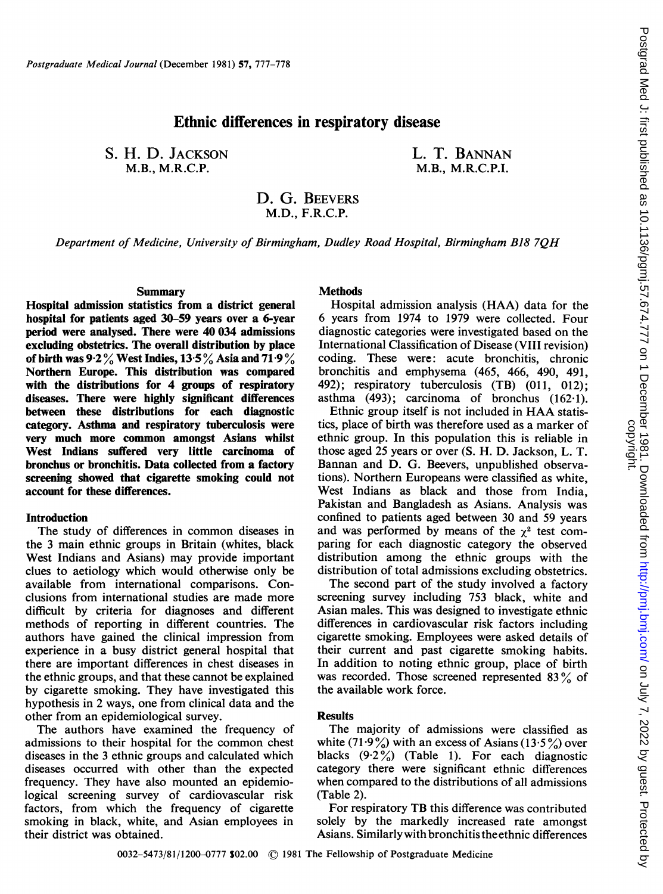# Ethnic differences in respiratory disease

S. H. D. JACKSON
M.B., M.R.C.P.

L. T. BANNAN
M.B., M.R.C.P.I.

D. G. BEEVERS
M.D., F.R.C.P.

*Department of Medicine, University of Birmingham, Dudley Road Hospital, Birmingham B18 7QH*

## Summary

**Hospital admission statistics from a district general hospital for patients aged 30–59 years over a 6-year period were analysed. There were 40 034 admissions excluding obstetrics. The overall distribution by place of birth was 9·2% West Indies, 13·5% Asia and 71·9% Northern Europe. This distribution was compared with the distributions for 4 groups of respiratory diseases. There were highly significant differences between these distributions for each diagnostic category. Asthma and respiratory tuberculosis were very much more common amongst Asians whilst West Indians suffered very little carcinoma of bronchus or bronchitis. Data collected from a factory screening showed that cigarette smoking could not account for these differences.**

## Introduction

The study of differences in common diseases in the 3 main ethnic groups in Britain (whites, black West Indians and Asians) may provide important clues to aetiology which would otherwise only be available from international comparisons. Conclusions from international studies are made more difficult by criteria for diagnoses and different methods of reporting in different countries. The authors have gained the clinical impression from experience in a busy district general hospital that there are important differences in chest diseases in the ethnic groups, and that these cannot be explained by cigarette smoking. They have investigated this hypothesis in 2 ways, one from clinical data and the other from an epidemiological survey.

The authors have examined the frequency of admissions to their hospital for the common chest diseases in the 3 ethnic groups and calculated which diseases occurred with other than the expected frequency. They have also mounted an epidemiological screening survey of cardiovascular risk factors, from which the frequency of cigarette smoking in black, white, and Asian employees in their district was obtained.

## Methods

Hospital admission analysis (HAA) data for the 6 years from 1974 to 1979 were collected. Four diagnostic categories were investigated based on the International Classification of Disease (VIII revision) coding. These were: acute bronchitis, chronic bronchitis and emphysema (465, 466, 490, 491, 492); respiratory tuberculosis (TB) (011, 012); asthma (493); carcinoma of bronchus (162·1).

Ethnic group itself is not included in HAA statistics, place of birth was therefore used as a marker of ethnic group. In this population this is reliable in those aged 25 years or over (S. H. D. Jackson, L. T. Bannan and D. G. Beevers, unpublished observations). Northern Europeans were classified as white, West Indians as black and those from India, Pakistan and Bangladesh as Asians. Analysis was confined to patients aged between 30 and 59 years and was performed by means of the $\chi^2$ test comparing for each diagnostic category the observed distribution among the ethnic groups with the distribution of total admissions excluding obstetrics.

The second part of the study involved a factory screening survey including 753 black, white and Asian males. This was designed to investigate ethnic differences in cardiovascular risk factors including cigarette smoking. Employees were asked details of their current and past cigarette smoking habits. In addition to noting ethnic group, place of birth was recorded. Those screened represented 83% of the available work force.

## Results

The majority of admissions were classified as white (71·9%) with an excess of Asians (13·5%) over blacks (9·2%) (Table 1). For each diagnostic category there were significant ethnic differences when compared to the distributions of all admissions (Table 2).

For respiratory TB this difference was contributed solely by the markedly increased rate amongst Asians. Similarly with bronchitis the ethnic differences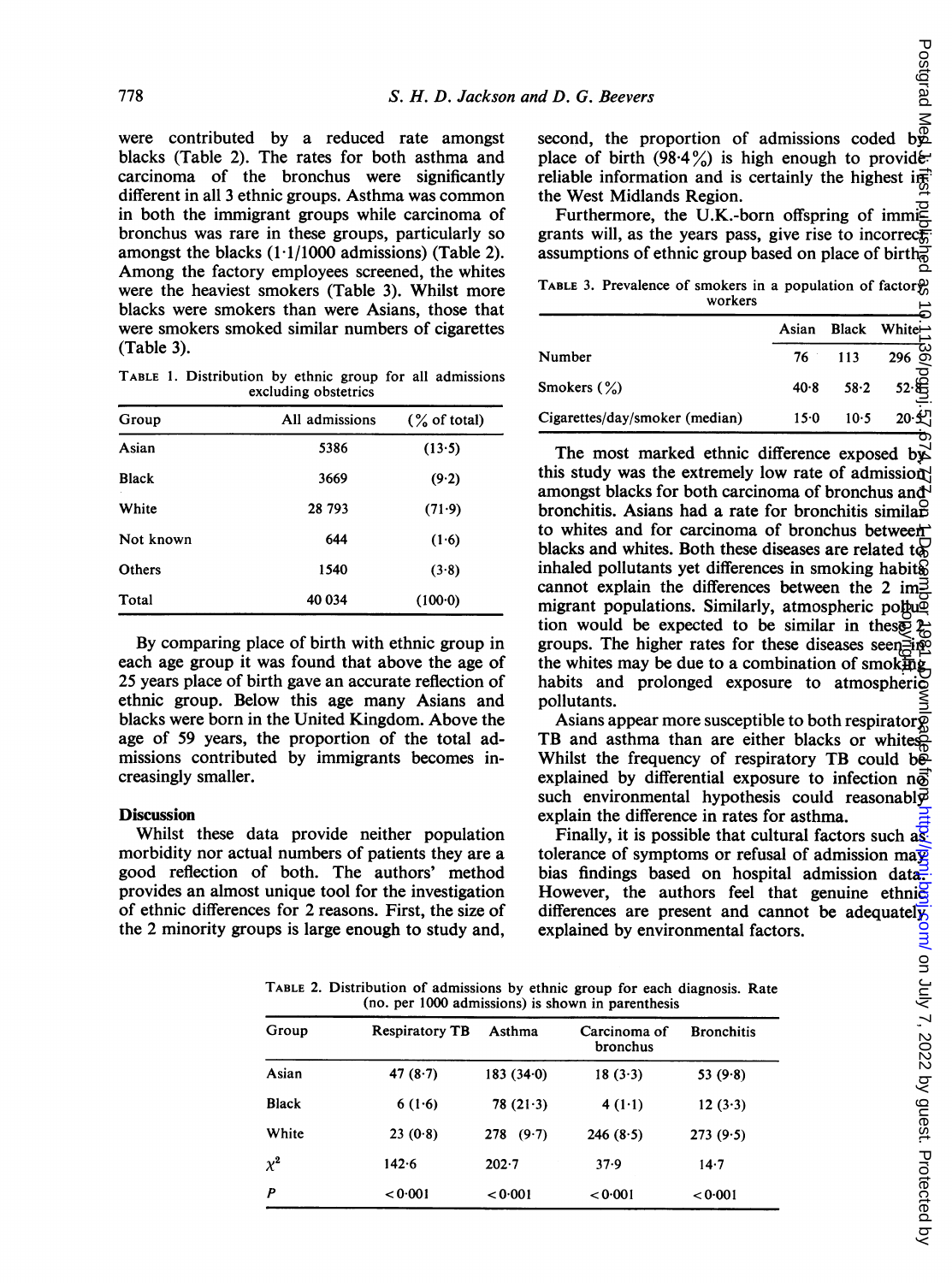were contributed by a reduced rate amongst blacks (Table 2). The rates for both asthma and carcinoma of the bronchus were significantly different in all 3 ethnic groups. Asthma was common in both the immigrant groups while carcinoma of bronchus was rare in these groups, particularly so amongst the blacks (1·1/1000 admissions) (Table 2). Among the factory employees screened, the whites were the heaviest smokers (Table 3). Whilst more blacks were smokers than were Asians, those that were smokers smoked similar numbers of cigarettes (Table 3).

TABLE 1. Distribution by ethnic group for all admissions excluding obstetrics

| Group | All admissions | (% of total) |
|---|---|---|
| Asian | 5386 | (13·5) |
| Black | 3669 | (9·2) |
| White | 28 793 | (71·9) |
| Not known | 644 | (1·6) |
| Others | 1540 | (3·8) |
| Total | 40 034 | (100·0) |

By comparing place of birth with ethnic group in each age group it was found that above the age of 25 years place of birth gave an accurate reflection of ethnic group. Below this age many Asians and blacks were born in the United Kingdom. Above the age of 59 years, the proportion of the total admissions contributed by immigrants becomes increasingly smaller.

## Discussion

Whilst these data provide neither population morbidity nor actual numbers of patients they are a good reflection of both. The authors' method provides an almost unique tool for the investigation of ethnic differences for 2 reasons. First, the size of the 2 minority groups is large enough to study and, second, the proportion of admissions coded by place of birth (98·4%) is high enough to provide reliable information and is certainly the highest in the West Midlands Region.

Furthermore, the U.K.-born offspring of immigrants will, as the years pass, give rise to incorrect assumptions of ethnic group based on place of birth.

TABLE 3. Prevalence of smokers in a population of factory workers

| | Asian | Black | White |
|---|---|---|---|
| Number | 76 | 113 | 296 |
| Smokers (%) | 40·8 | 58·2 | 52·8 |
| Cigarettes/day/smoker (median) | 15·0 | 10·5 | 20·5 |

The most marked ethnic difference exposed by this study was the extremely low rate of admission amongst blacks for both carcinoma of bronchus and bronchitis. Asians had a rate for bronchitis similar to whites and for carcinoma of bronchus between blacks and whites. Both these diseases are related to inhaled pollutants yet differences in smoking habits cannot explain the differences between the 2 immigrant populations. Similarly, atmospheric pollution would be expected to be similar in these 2 groups. The higher rates for these diseases seen in the whites may be due to a combination of smoking habits and prolonged exposure to atmospheric pollutants.

Asians appear more susceptible to both respiratory TB and asthma than are either blacks or whites. Whilst the frequency of respiratory TB could be explained by differential exposure to infection no such environmental hypothesis could reasonably explain the difference in rates for asthma.

Finally, it is possible that cultural factors such as tolerance of symptoms or refusal of admission may bias findings based on hospital admission data. However, the authors feel that genuine ethnic differences are present and cannot be adequately explained by environmental factors.

TABLE 2. Distribution of admissions by ethnic group for each diagnosis. Rate (no. per 1000 admissions) is shown in parenthesis

| Group | Respiratory TB | Asthma | Carcinoma of bronchus | Bronchitis |
|---|---|---|---|---|
| Asian | 47 (8·7) | 183 (34·0) | 18 (3·3) | 53 (9·8) |
| Black | 6 (1·6) | 78 (21·3) | 4 (1·1) | 12 (3·3) |
| White | 23 (0·8) | 278 (9·7) | 246 (8·5) | 273 (9·5) |
| $\chi^2$ | 142·6 | 202·7 | 37·9 | 14·7 |
| $P$ | $<0·001$ | $<0·001$ | $<0·001$ | $<0·001$ |